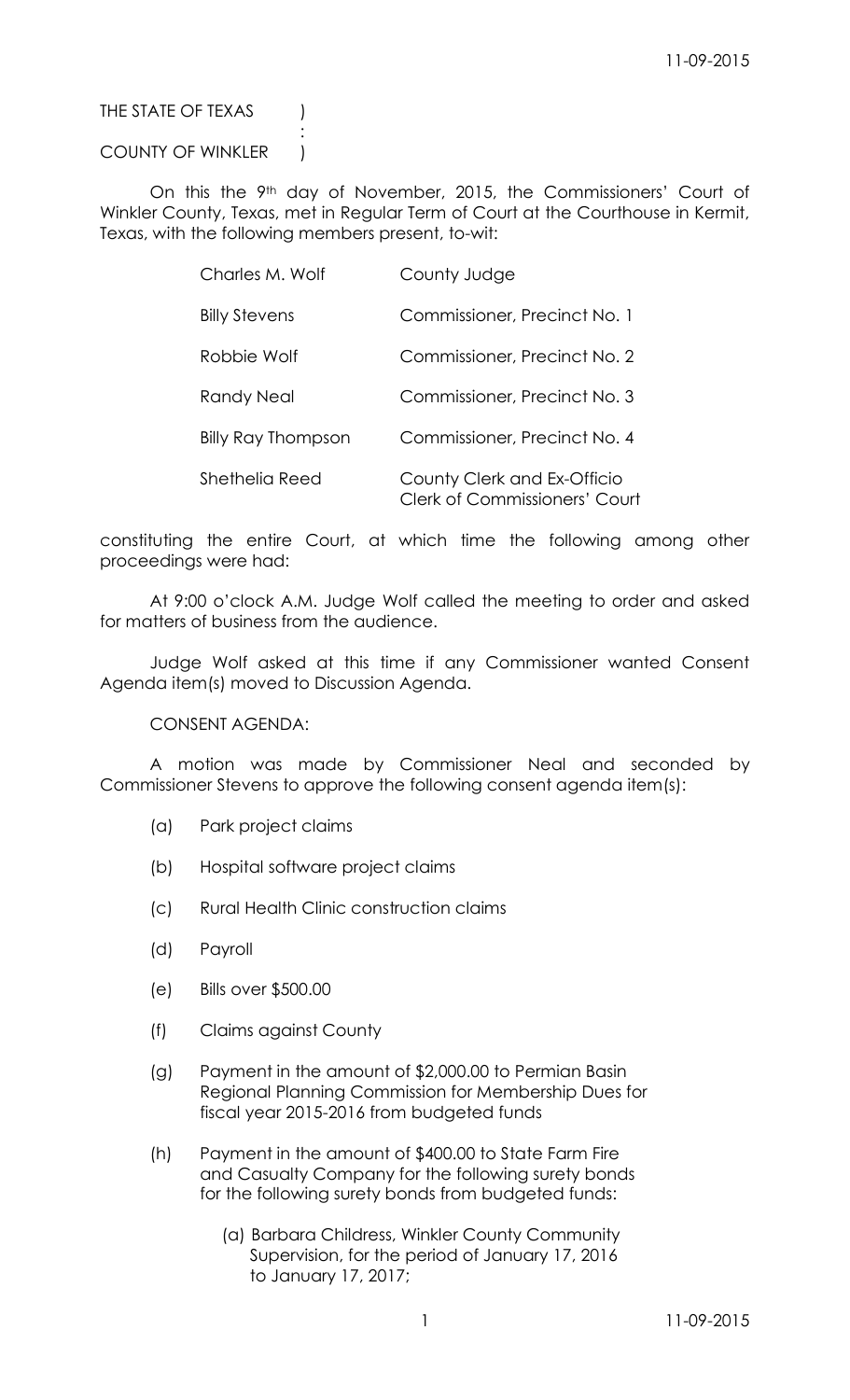THE STATE OF TEXAS )
:
COUNTY OF WINKLER )

On this the 9th day of November, 2015, the Commissioners' Court of Winkler County, Texas, met in Regular Term of Court at the Courthouse in Kermit, Texas, with the following members present, to-wit:

| | |
|---|---|
| Charles M. Wolf | County Judge |
| Billy Stevens | Commissioner, Precinct No. 1 |
| Robbie Wolf | Commissioner, Precinct No. 2 |
| Randy Neal | Commissioner, Precinct No. 3 |
| Billy Ray Thompson | Commissioner, Precinct No. 4 |
| Shethelia Reed | County Clerk and Ex-Officio Clerk of Commissioners' Court |

constituting the entire Court, at which time the following among other proceedings were had:

At 9:00 o'clock A.M. Judge Wolf called the meeting to order and asked for matters of business from the audience.

Judge Wolf asked at this time if any Commissioner wanted Consent Agenda item(s) moved to Discussion Agenda.

CONSENT AGENDA:

A motion was made by Commissioner Neal and seconded by Commissioner Stevens to approve the following consent agenda item(s):

(a) Park project claims

(b) Hospital software project claims

(c) Rural Health Clinic construction claims

(d) Payroll

(e) Bills over $500.00

(f) Claims against County

(g) Payment in the amount of $2,000.00 to Permian Basin Regional Planning Commission for Membership Dues for fiscal year 2015-2016 from budgeted funds

(h) Payment in the amount of $400.00 to State Farm Fire and Casualty Company for the following surety bonds for the following surety bonds from budgeted funds:

(a) Barbara Childress, Winkler County Community Supervision, for the period of January 17, 2016 to January 17, 2017;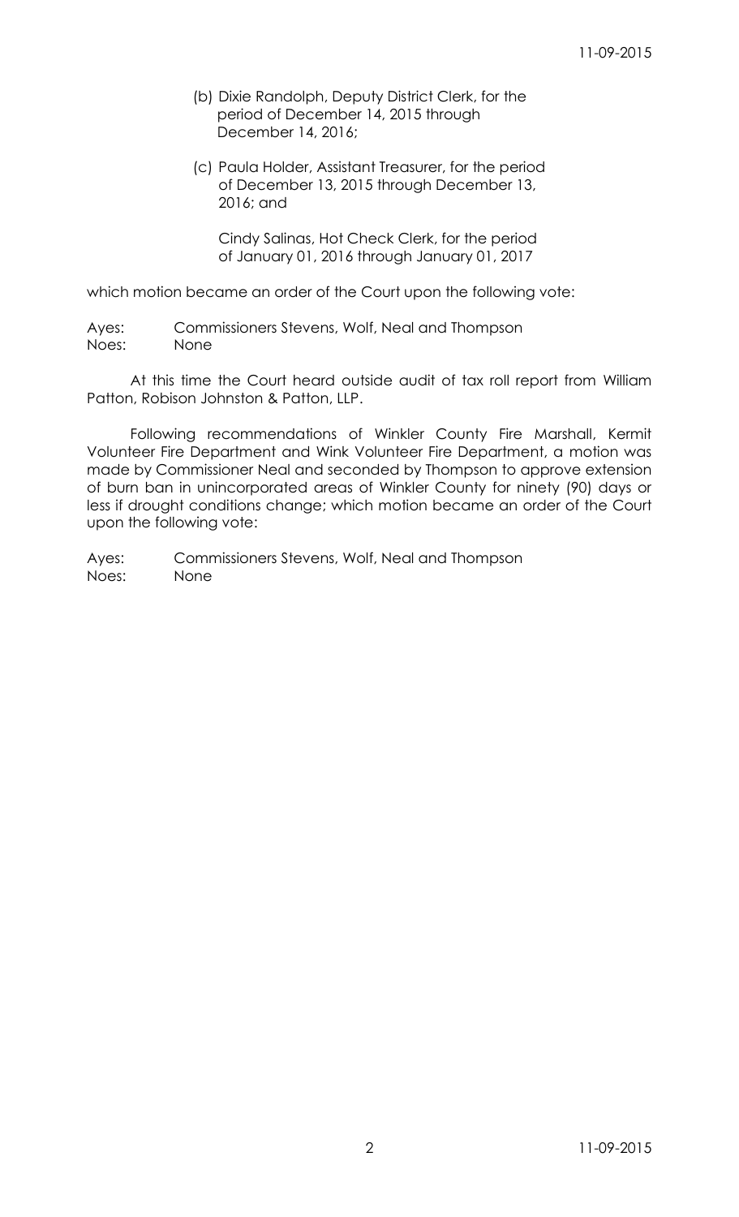(b) Dixie Randolph, Deputy District Clerk, for the period of December 14, 2015 through December 14, 2016;

(c) Paula Holder, Assistant Treasurer, for the period of December 13, 2015 through December 13, 2016; and

Cindy Salinas, Hot Check Clerk, for the period of January 01, 2016 through January 01, 2017

which motion became an order of the Court upon the following vote:

Ayes: Commissioners Stevens, Wolf, Neal and Thompson
Noes: None

At this time the Court heard outside audit of tax roll report from William Patton, Robison Johnston & Patton, LLP.

Following recommendations of Winkler County Fire Marshall, Kermit Volunteer Fire Department and Wink Volunteer Fire Department, a motion was made by Commissioner Neal and seconded by Thompson to approve extension of burn ban in unincorporated areas of Winkler County for ninety (90) days or less if drought conditions change; which motion became an order of the Court upon the following vote:

Ayes: Commissioners Stevens, Wolf, Neal and Thompson
Noes: None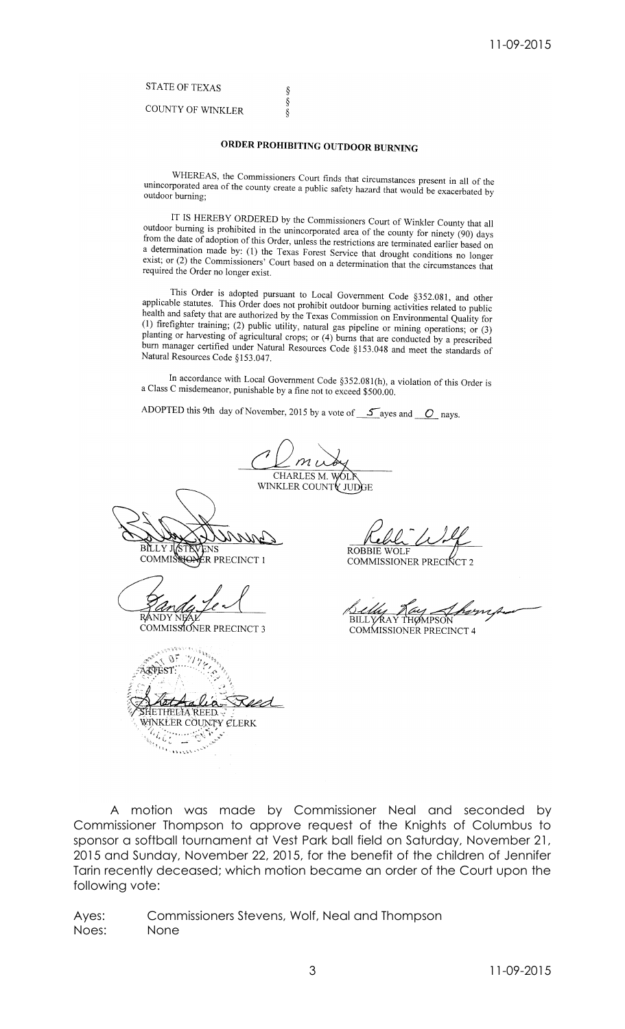STATE OF TEXAS §
COUNTY OF WINKLER §
§

## ORDER PROHIBITING OUTDOOR BURNING

WHEREAS, the Commissioners Court finds that circumstances present in all of the unincorporated area of the county create a public safety hazard that would be exacerbated by outdoor burning;

IT IS HEREBY ORDERED by the Commissioners Court of Winkler County that all outdoor burning is prohibited in the unincorporated area of the county for ninety (90) days from the date of adoption of this Order, unless the restrictions are terminated earlier based on a determination made by: (1) the Texas Forest Service that drought conditions no longer exist; or (2) the Commissioners' Court based on a determination that the circumstances that required the Order no longer exist.

This Order is adopted pursuant to Local Government Code §352.081, and other applicable statutes. This Order does not prohibit outdoor burning activities related to public health and safety that are authorized by the Texas Commission on Environmental Quality for (1) firefighter training; (2) public utility, natural gas pipeline or mining operations; or (3) planting or harvesting of agricultural crops; or (4) burns that are conducted by a prescribed burn manager certified under Natural Resources Code §153.048 and meet the standards of Natural Resources Code §153.047.

In accordance with Local Government Code §352.081(h), a violation of this Order is a Class C misdemeanor, punishable by a fine not to exceed $500.00.

ADOPTED this 9th day of November, 2015 by a vote of 5 ayes and 0 nays.

CHARLES M. WOLF
WINKLER COUNTY JUDGE

BILLY J. STEVENS
COMMISSIONER PRECINCT 1

ROBBIE WOLF
COMMISSIONER PRECINCT 2

RANDY NEAL
COMMISSIONER PRECINCT 3

BILLY RAY THOMPSON
COMMISSIONER PRECINCT 4

ATTEST:

SHETHELIA REED
WINKLER COUNTY CLERK

A motion was made by Commissioner Neal and seconded by Commissioner Thompson to approve request of the Knights of Columbus to sponsor a softball tournament at Vest Park ball field on Saturday, November 21, 2015 and Sunday, November 22, 2015, for the benefit of the children of Jennifer Tarin recently deceased; which motion became an order of the Court upon the following vote:

Ayes: Commissioners Stevens, Wolf, Neal and Thompson
Noes: None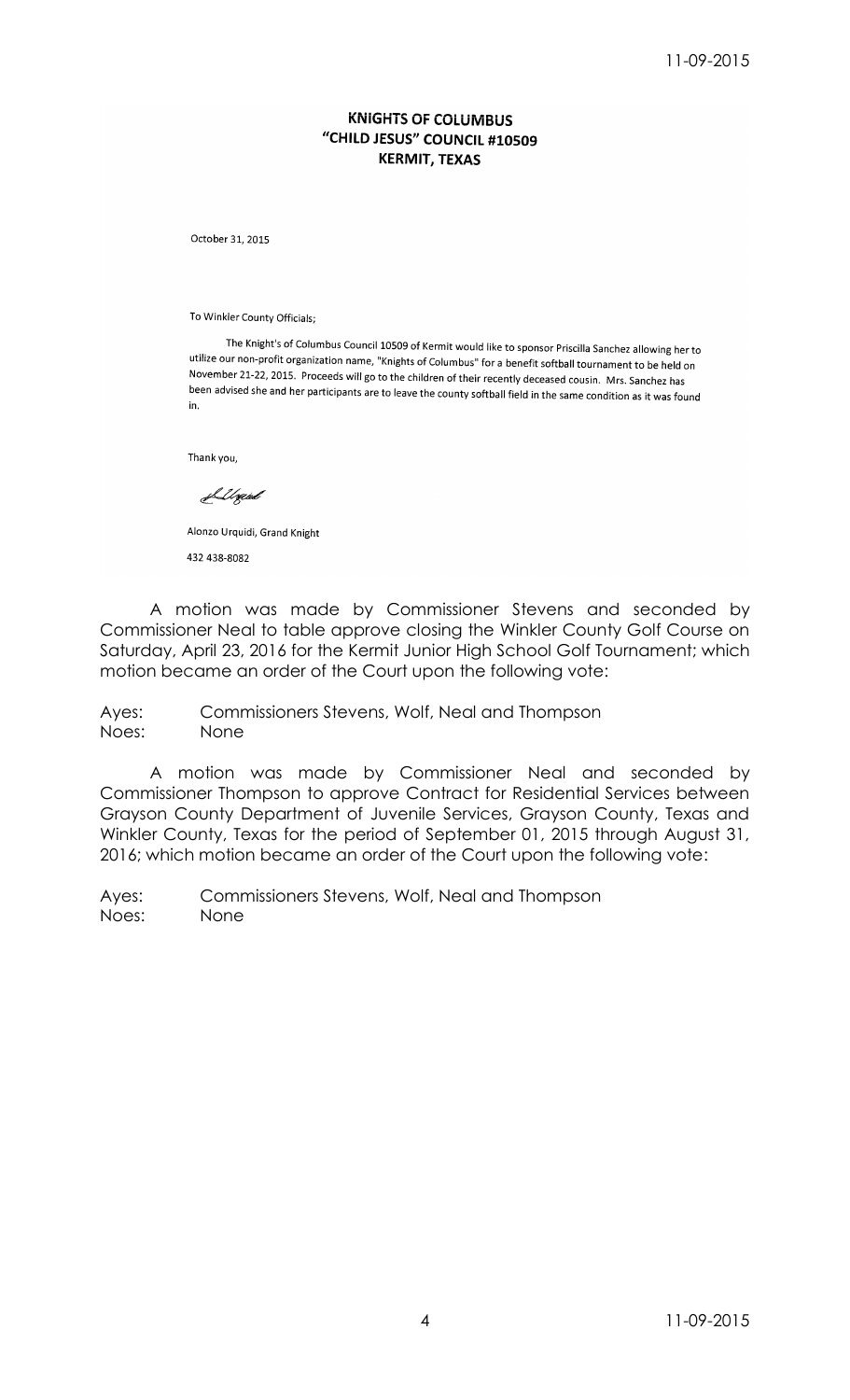**KNIGHTS OF COLUMBUS**
**"CHILD JESUS" COUNCIL #10509**
**KERMIT, TEXAS**

October 31, 2015

To Winkler County Officials;

The Knight's of Columbus Council 10509 of Kermit would like to sponsor Priscilla Sanchez allowing her to utilize our non-profit organization name, "Knights of Columbus" for a benefit softball tournament to be held on November 21-22, 2015. Proceeds will go to the children of their recently deceased cousin. Mrs. Sanchez has been advised she and her participants are to leave the county softball field in the same condition as it was found in.

Thank you,

Alonzo Urquidi, Grand Knight

432 438-8082

A motion was made by Commissioner Stevens and seconded by Commissioner Neal to table approve closing the Winkler County Golf Course on Saturday, April 23, 2016 for the Kermit Junior High School Golf Tournament; which motion became an order of the Court upon the following vote:

Ayes: Commissioners Stevens, Wolf, Neal and Thompson
Noes: None

A motion was made by Commissioner Neal and seconded by Commissioner Thompson to approve Contract for Residential Services between Grayson County Department of Juvenile Services, Grayson County, Texas and Winkler County, Texas for the period of September 01, 2015 through August 31, 2016; which motion became an order of the Court upon the following vote:

Ayes: Commissioners Stevens, Wolf, Neal and Thompson
Noes: None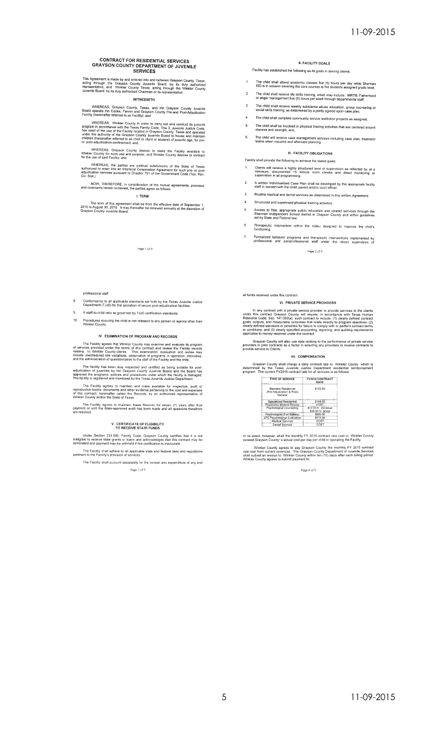# CONTRACT FOR RESIDENTIAL SERVICES GRAYSON COUNTY DEPARTMENT OF JUVENILE SERVICES

This Agreement is made by and entered into and between Grayson County, Texas, acting through the Grayson County Juvenile Board, by its duly authorized representative, and Winkler County Texas, acting through the Winkler County Juvenile Board by its duly authorized Chairman or its representative.

## WITNESSETH

WHEREAS, Grayson County, Texas, and the Grayson County Juvenile Board operate the Cooke, Fannin and Grayson County Pre-and Post-Adjudication Facility (hereinafter referred to as Facility); and

WHEREAS, Winkler County in order to carry out and conduct its juvenile program in accordance with the Texas Family Code, Title 3, Juvenile Justice Code, has need of the use of the Facility located in Grayson County, Texas and operated under the authority of the Grayson County Juvenile Board to house and maintain children (hereinafter referred to as child or client or student) of juvenile age, for pre- or post-adjudication confinement; and,

WHEREAS, Grayson County desires to make the Facility available to Winkler County for such use and purpose, and Winkler County desires to contract for the use of said Facility; and

WHEREAS, the parties are political subdivisions of the State of Texas authorized to enter into an Interlocal Cooperation Agreement for such pre- or post adjudication services pursuant to Chapter 791 of the Government Code (Tex. Rev. Civ. Stat.).

NOW, THEREFORE, in consideration of the mutual agreements, promises and covenants herein contained, the parties agree as follows:

## I. TERM

The term of this agreement shall be from the effective date of September 1, 2015 to August 31, 2016. It may thereafter be renewed annually at the discretion of Grayson County Juvenile Board.

## II. FACILITY GOALS

Facility has established the following as its goals in serving clients:

1. The child shall attend academic classes five (5) hours per day while Sherman ISD is in session covering the core courses at the students assigned grade level;
2. The child shall receive life skills training, which may include: MRT®, Fatherhood or anger management five (5) hours per week through departmental staff;
3. The child shall receive weekly substance abuse education, group counseling or social skills training; as determined by a jointly agreed upon case plan;
4. The child shall complete community service restitution projects as assigned;
5. The child shall be involved in physical training activities that are centered around stamina and strength; and,
6. The child will receive case management services including case plan, treatment teams when required and aftercare planning.

## III. FACILITY OBLIGATIONS

Facility shall provide the following to achieve the stated goals:

1. Clients will receive a highly structured level of supervision as reflected by, at a minimum, documented 15 minute room checks and direct monitoring or supervision in all programming.
2. A written Individualized Case Plan shall be developed by the appropriate facility staff in concert with the child, parent and/or court officer.
3. Routine medical and dental services as determined in this written Agreement.
4. Structured and supervised physical training activities.
5. Access to free, appropriate public education and related services through the Sherman Independent School district in Grayson County and within guidelines set by State and Federal law.
6. Therapeutic intervention within the milieu designed to improve the child's functioning.
7. Formalized behavior programs and therapeutic interventions implemented by professional and paraprofessional staff under the direct supervision of professional staff.
8. Conformance to all applicable standards set forth by the Texas Juvenile Justice Department (TJJD) for the operation of secure post-adjudication facilities.
9. A staff-to-child ratio as governed by TJJD certification standards.
10. Procedures ensuring the child is not released to any person or agency other than Winkler County.

## IV. EXAMINATION OF PROGRAM AND RECORDS

The Facility agrees that Winkler County may examine and evaluate its program of services provided under the terms of this contract and review the Facility records relating to Winkler County clients. This examination, evaluation and review may include unscheduled site visitations, observation of programs in operation, interviews, and the administration of questionnaires to the staff of the Facility and the child.

The facility has been duly inspected and certified as being suitable for post-adjudication of juveniles by the Grayson County Juvenile Board and the Board has approved the programs, policies and procedures under which the facility is managed. The facility is registered and monitored by the Texas Juvenile Justice Department.

The Facility agrees to maintain and make available for inspection, audit or reproduction books, documents and other evidence pertaining to the cost and expenses of this contract, hereinafter called the Records, by an authorized representative of Winkler County and/or the State of Texas.

The Facility agrees to maintain these Records for seven (7) years after final payment or until the State-approved audit has been made and all questions therefrom are resolved.

## V. CERTIFICATE OF ELIGIBILITY TO RECEIVE STATE FUNDS

Under Section 231.006, Family Code, Grayson County certifies that it is not ineligible to receive state grants or loans and acknowledges that this contract may be terminated and payment may be withheld if this certification is inaccurate.

The Facility shall adhere to all applicable state and federal laws and regulations pertinent to the Facility's provision of services.

The Facility shall account separately for the receipt and expenditure of any and all funds received under this contract.

## VI. PRIVATE SERVICE PROVIDERS

In any contract with a private service provider to provide services to the clients under this contract Grayson County will require, in accordance with Texas Human Resource Code, Sec. 141.050(a), such contract to include: (1) clearly defined contract goals, outputs, and measurable outcomes that relate directly to program objectives; (2) clearly defined sanctions or penalties for failure to comply with or perform contract terms or conditions; and (3) clearly specified accounting, reporting, and auditing requirements applicable to money received under the contract.

Grayson County will also use data relating to the performance of private service providers in prior contracts as a factor in selecting any providers to receive contracts to provide service to Clients.

## VII. COMPENSATION

Grayson County shall charge a daily contract rate to Winkler County which is determined by the Texas Juvenile Justice Department residential reimbursement program. The current FY2015 contract rate for all services is as follows:

| TYPE OF SERVICE | FY2015 CONTRACT RATE |
|---|---|
| Standard Residential (Pre-Adjudication & Post) General | $103.00 |
| Specialized Residential | $148.00 |
| Psychiatric Medical Review | COST |
| Psychological Counseling | $72.00 hr. individual<br>$28.00 hr. group |
| Psychological (Full Battery) | $600.00 |
| LPC Psychological Evaluation | $275.00 |
| Medical Services | COST |
| Dental Services | COST |

In no event, however, shall the monthly FY 2015 contract rate cost to Winkler County exceed Grayson County's actual cost per day per child in operating the Facility.

Winkler County agrees to pay Grayson County the monthly FY 2015 contract rate cost from current revenues. The Grayson County Department of Juvenile Services shall submit an invoice to Winkler County within ten (10) days after each billing period. Winkler County agrees to submit payment to: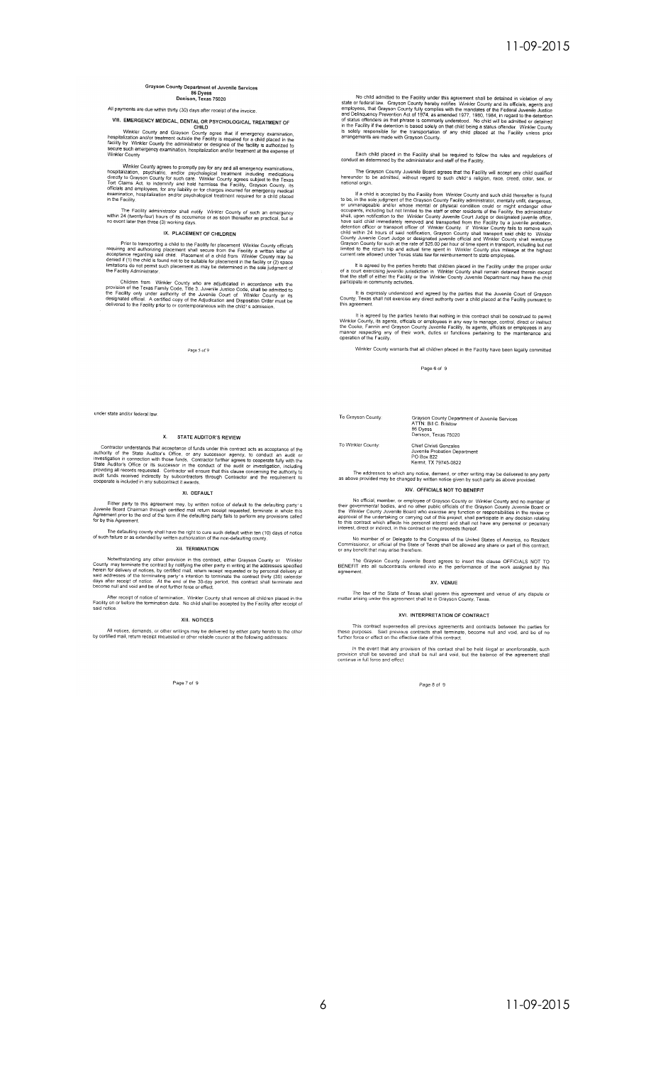Grayson County Department of Juvenile Services
86 Dyess
Denison, Texas 75020

All payments are due within thirty (30) days after receipt of the invoice.

### VIII. EMERGENCY MEDICAL, DENTAL OR PSYCHOLOGICAL TREATMENT OF CHILD

Winkler County and Grayson County agree that if emergency examination, hospitalization and/or treatment outside the Facility is required for a child placed in the facility by Winkler County the administrator or designee of the facility is authorized to secure such emergency examination, hospitalization and/or treatment at the expense of Winkler County.

Winkler County agrees to promptly pay for any and all emergency examinations, hospitalization, psychiatric, and/or psychological treatment including medications directly to Grayson County for such care. Winkler County agrees subject to the Texas Tort Claims Act, to indemnify and hold harmless the Facility, Grayson County, its officials and employees, for any liability or for charges incurred for emergency medical examination, hospitalization and/or psychological treatment required for a child placed in the Facility.

The Facility administrator shall notify Winkler County of such an emergency within 24 (twenty-four) hours of its occurrence or as soon thereafter as practical, but in no event later than three (3) working days.

### IX. PLACEMENT OF CHILDREN

Prior to transporting a child to the Facility for placement Winkler County officials requiring and authorizing placement shall secure from the Facility a written letter of acceptance regarding said child. Placement of a child from Winkler County may be denied if (1) the child is found not to be suitable for placement in the facility or (2) space limitations do not permit such placement as may be determined in the sole judgment of the Facility Administrator.

Children from Winkler County who are adjudicated in accordance with the provision of the Texas Family Code, Title 3, Juvenile Justice Code, shall be admitted to the Facility only under authority of the Juvenile Court of Winkler County or its designated official. A certified copy of the Adjudication and Disposition Order must be delivered to the Facility prior to or contemporaneous with the child's admission.

No child admitted to the Facility under this agreement shall be detained in violation of any state or federal law. Grayson County hereby notifies Winkler County and its officials, agents and employees, that Grayson County fully complies with the mandates of the Federal Juvenile Justice and Delinquency Prevention Act of 1974, as amended 1977, 1980, 1984, in regard to the detention of status offenders as that phrase is commonly understood. No child will be admitted or detained in the Facility if the detention is based solely on that child being a status offender. Winkler County is solely responsible for the transportation of any child placed at the Facility unless prior arrangements are made with Grayson County.

Each child placed in the Facility shall be required to follow the rules and regulations of conduct as determined by the administrator and staff of the Facility.

The Grayson County Juvenile Board agrees that the Facility will accept any child qualified hereunder to be admitted, without regard to such child's religion, race, creed, color, sex, or national origin.

If a child is accepted by the Facility from Winkler County and such child thereafter is found to be, in the sole judgment of the Grayson County Facility administrator, mentally unfit, dangerous, or unmanageable and/or whose mental or physical condition could or might endanger other occupants, including but not limited to the staff or other residents of the Facility, the administrator shall, upon notification to the Winkler County Juvenile Court Judge or designated juvenile office, have said child immediately removed and transported from the Facility by a juvenile probation, detention officer or transport officer of Winkler County. If Winkler County fails to remove such child within 24 hours of said notification, Grayson County shall transport said child to Winkler County Juvenile Court Judge or designated juvenile official and Winkler County shall reimburse Grayson County for such at the rate of $25.00 per hour of time spent in transport, including but not limited to the return trip and actual time spent in Winkler County plus mileage at the highest current rate allowed under Texas state law for reimbursement to state employees.

It is agreed by the parties hereto that children placed in the Facility under the proper order of a court exercising juvenile jurisdiction in Winkler County shall remain detained therein except that the staff of either the Facility or the Winkler County Juvenile Department may have the child participate in community activities.

It is expressly understood and agreed by the parties that the Juvenile Court of Grayson County, Texas shall not exercise any direct authority over a child placed at the Facility pursuant to this agreement.

It is agreed by the parties hereto that nothing in this contract shall be construed to permit Winkler County, its agents, officials or employees in any way to manage, control, direct or instruct the Cooke, Fannin and Grayson County Juvenile Facility, its agents, officials or employees in any manner respecting any of their work, duties or functions pertaining to the maintenance and operation of the Facility.

Winkler County warrants that all children placed in the Facility have been legally committed under state and/or federal law.

### X. STATE AUDITOR'S REVIEW

Contractor understands that acceptance of funds under this contract acts as acceptance of the authority of the State Auditor's Office, or any successor agency, to conduct an audit or investigation in connection with those funds. Contractor further agrees to cooperate fully with the State Auditor's Office or its successor in the conduct of the audit or investigation, including providing all records requested. Contractor will ensure that this clause concerning the authority to audit funds received indirectly by subcontractors through Contractor and the requirement to cooperate is included in any subcontract it awards.

### XI. DEFAULT

Either party to this agreement may, by written notice of default to the defaulting party's Juvenile Board Chairman through certified mail return receipt requested, terminate in whole this Agreement prior to the end of the term if the defaulting party fails to perform any provisions called for by this Agreement.

The defaulting county shall have the right to cure such default within ten (10) days of notice of such failure or as extended by written authorization of the non-defaulting county.

### XII. TERMINATION

Notwithstanding any other provision in this contract, either Grayson County or Winkler County may terminate the contract by notifying the other party in writing at the addresses specified herein for delivery of notices, by certified mail, return receipt requested or by personal delivery at said addresses of the terminating party's intention to terminate the contract thirty (30) calendar days after receipt of notice. At the end of the 30-day period, this contract shall terminate and become null and void and be of not further force or effect.

After receipt of notice of termination, Winkler County shall remove all children placed in the Facility on or before the termination date. No child shall be accepted by the Facility after receipt of said notice.

### XIII. NOTICES

All notices, demands, or other writings may be delivered by either party hereto to the other by certified mail, return receipt requested or other reliable courier at the following addresses:

To Grayson County: Grayson County Department of Juvenile Services
ATTN: Bill C. Bristow
86 Dyess
Denison, Texas 75020

To Winkler County: Chief Christi Gonzales
Juvenile Probation Department
PO Box 822
Kermit, TX 79745-0822

The addresses to which any notice, demand, or other writing may be delivered to any party as above provided may be changed by written notice given by such party as above provided.

### XIV. OFFICIALS NOT TO BENEFIT

No official, member, or employee of Grayson County or Winkler County and no member of their governmental bodies, and no other public officials of the Grayson County Juvenile Board or the Winkler County Juvenile Board who exercise any function or responsibilities in the review or approval of the undertaking or carrying out of this project, shall participate in any decision relating to this contract which affects his personal interest and shall not have any personal or pecuniary interest, direct or indirect, in this contract or the proceeds thereof.

No member of or Delegate to the Congress of the United States of America, no Resident Commissioner, or official of the State of Texas shall be allowed any share or part of this contract, or any benefit that may arise therefrom.

The Grayson County Juvenile Board agrees to insert this clause OFFICIALS NOT TO BENEFIT into all subcontracts entered into in the performance of the work assigned by this agreement.

### XV. VENUE

The law of the State of Texas shall govern this agreement and venue of any dispute or matter arising under this agreement shall lie in Grayson County, Texas.

### XVI. INTERPRETATION OF CONTRACT

This contract supersedes all previous agreements and contracts between the parties for these purposes. Said previous contracts shall terminate, become null and void, and be of no further force or effect on the effective date of this contract.

In the event that any provision of this contact shall be held illegal or unenforceable, such provision shall be severed and shall be null and void, but the balance of the agreement shall continue in full force and effect.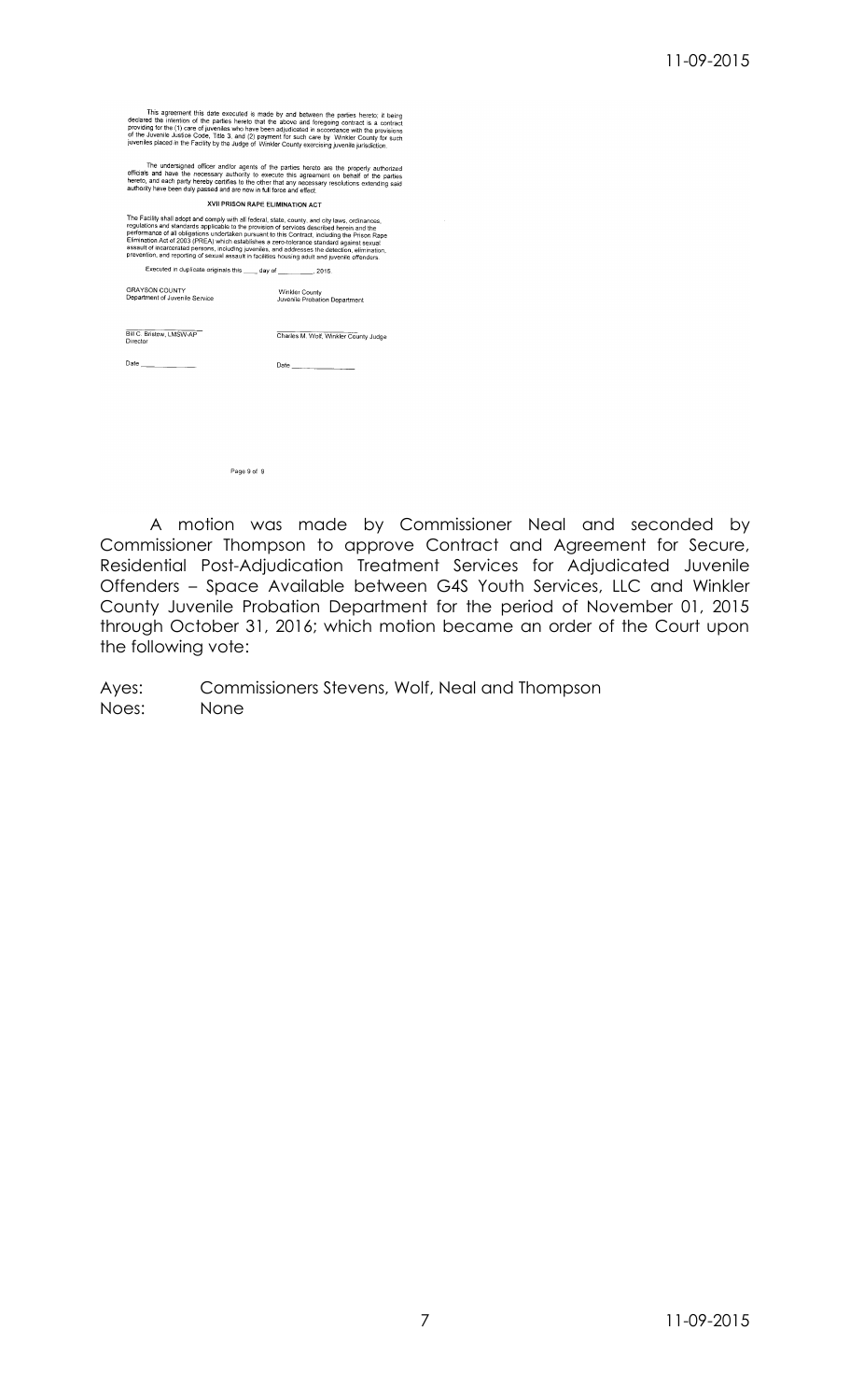This agreement this date executed is made by and between the parties hereto; it being declared the intention of the parties hereto that the above and foregoing contract is a contract providing for the (1) care of juveniles who have been adjudicated in accordance with the provisions of the Juvenile Justice Code, Title 3, and (2) payment for such care by Winkler County for such juveniles placed in the Facility by the Judge of Winkler County exercising juvenile jurisdiction.

The undersigned officer and/or agents of the parties hereto are the properly authorized officials and have the necessary authority to execute this agreement on behalf of the parties hereto, and each party hereby certifies to the other that any necessary resolutions extending said authority have been duly passed and are now in full force and effect.

**XVII PRISON RAPE ELIMINATION ACT**

The Facility shall adopt and comply with all federal, state, county, and city laws, ordinances, regulations and standards applicable to the provision of services described herein and the performance of all obligations undertaken pursuant to this Contract, including the Prison Rape Elimination Act of 2003 (PREA) which establishes a zero-tolerance standard against sexual assault of incarcerated persons, including juveniles, and addresses the detection, elimination, prevention, and reporting of sexual assault in facilities housing adult and juvenile offenders.

Executed in duplicate originals this ____ day of __________, 2015.

| | |
|---|---|
| GRAYSON COUNTY<br>Department of Juvenile Service | Winkler County<br>Juvenile Probation Department |
| ____________________<br>Bill C. Bristow, LMSW-AP<br>Director | ____________________<br>Charles M. Wolf, Winkler County Judge |
| Date ____________ | Date ____________ |

Page 9 of 9

A motion was made by Commissioner Neal and seconded by Commissioner Thompson to approve Contract and Agreement for Secure, Residential Post-Adjudication Treatment Services for Adjudicated Juvenile Offenders – Space Available between G4S Youth Services, LLC and Winkler County Juvenile Probation Department for the period of November 01, 2015 through October 31, 2016; which motion became an order of the Court upon the following vote:

Ayes: Commissioners Stevens, Wolf, Neal and Thompson
Noes: None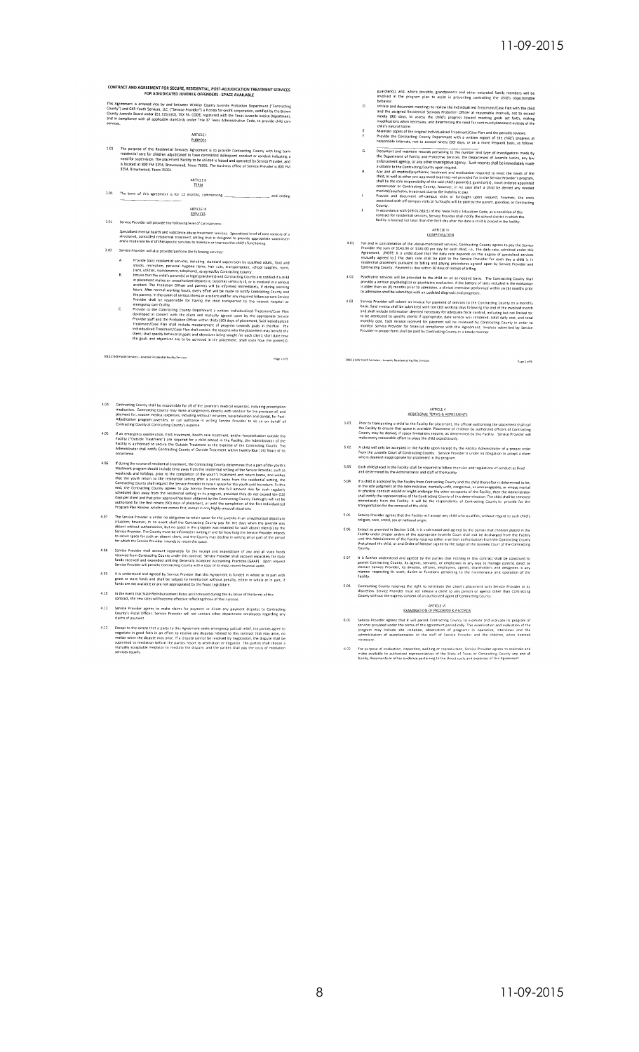# CONTRACT AND AGREEMENT FOR SECURE, RESIDENTIAL, POST-ADJUDICATION TREATMENT SERVICES FOR ADJUDICATED JUVENILE OFFENDERS - SPACE AVAILABLE

This Agreement is entered into by and between Winkler County Juvenile Probation Department ("Contracting County") and G4S Youth Services, LLC ("Service Provider") a Florida for-profit corporation, certified by the Brown County Juvenile Board under §51.125(a)(2), TEX FA. CODE, registered with the Texas Juvenile Justice Department, and in compliance with all applicable standards under Title 37 Texas Administrative Code, to provide child care services.

## ARTICLE I
## PURPOSE

1.01 The purpose of this Residential Services Agreement is to provide Contracting County with long term residential care for children adjudicated to have committed delinquent conduct or conduct indicating a need for supervision. The placement Facility to be utilized is leased and operated by Service Provider, and is located at 800 FM 3254, Brownwood, Texas 76801. The business office of Service Provider is 800 FM 3254, Brownwood, Texas 76801.

## ARTICLE II
## TERM

2.01 The term of this agreement is for 12 months, commencing ______________ and ending ______________.

## ARTICLE III
## SERVICES

3.01 Service Provider will provide the following level of care services:

Specialized mental health and substance abuse treatment services. Specialized level of care consists of a structured, controlled residential treatment setting that is designed to provide appropriate supervision and a moderate level of therapeutic services to maintain or improve the child's functioning.

3.02 Service Provider will also provide/perform the following services:

A. Provide basic residential services, including standard supervision by qualified adults, food and snacks, recreation, personal hygiene items, hair cuts, transportation, school supplies, room, (rent, utilities, maintenance, telephone), as approved by Contracting County.

B. Ensure that the child's parent(s) or legal guardian(s) and Contracting County are notified if a child in placement makes an unauthorized departure, becomes seriously ill, or is involved in a serious accident. The Probation Officer and parents will be informed immediately, if during working hours. After normal working hours, every effort will be made to notify Contracting County and the parents. In the event of serious illness or accident and for any required follow-up care Service Provider shall be responsible for having the child transported to the nearest hospital or emergency care facility.

C. Provide to the Contracting County Department a written Individualized Treatment/Case Plan developed in concert with the client and mutually agreed upon by the appropriate Service Provider staff and the Probation Officer within thirty (30) days of placement. Said Individualized Treatment/Case Plan shall include measurement of progress towards goals in the Plan. The Individualized Treatment/Case Plan shall contain the reasons why the placement may benefit the client; shall specify behavioral goals and objectives being sought for each client; shall state how the goals and objectives are to be achieved in the placement; shall state how the parent(s), guardian(s), and, where possible, grandparents and other extended family members will be involved in the program plan to assist in preventing controlling the child's objectionable behavior.

D. Initiate and document meetings to review the Individualized Treatment/Case Plan with the child and the assigned Residential Services Probation Officer at reasonable intervals, not to exceed ninety (90) days, to assess the child's progress toward meeting goals set forth, making modifications when necessary, and determining the need for continued placement outside of the child's natural home.

E. Maintain copies of the original Individualized Treatment/Case Plan and the periodic reviews.

F. Provide the Contracting County Department with a written report of the child's progress at reasonable intervals, not to exceed ninety (90) days, or on a more frequent basis, as follows:

G. Document and maintain records pertaining to the number and type of investigations made by the Department of Family and Protective Services, the Department of Juvenile Justice, any law enforcement agency, or any other investigative agency. Such records shall be immediately made available to the Contracting County upon request.

H. Any and all medical/psychiatric treatment and medication required to meet the needs of the child, as well as other pre-approved expenses not provided for in the Service Provider's program, shall be the sole responsibility of the said child's parent(s), guardian(s), court ordered appointed conservator or Contracting County; however, in no case shall a child be denied any needed medical/psychiatric treatment due to the inability to pay.

I. Provide and document off-campus visits or furloughs upon request; however, the costs associated with off-campus visits or furloughs will be paid by the parent, guardian, or Contracting County.

J. In accordance with §29.012(d)(1) of the Texas Public Education Code, as a condition of this contract for residential services, Service Provider shall notify the school district in which the facility is located not later than the third day after the date a child is placed in the facility.

## ARTICLE IV
## COMPENSATION

4.01 For and in consideration of the above-mentioned services, Contracting County agrees to pay the Service Provider the sum of $140.00 or $185.00 per day for each child, i.e., the daily rate, admitted under this Agreement. [NOTE: It is understood that the daily rate depends on the degree of specialized services mutually agreed to.] The daily rate shall be paid to the Service Provider for each day a child is in residential placement pursuant to billing and paying procedures agreed upon by Service Provider and Contracting County. Payment is due within 30 days of receipt of billing.

4.02 Psychiatric services will be provided to the child on an as needed basis. The Contracting County shall provide a written psychological or psychiatric evaluation if the battery of tests included in the evaluation is older than six (6) months prior to admission, a clinical interview performed within six (6) months prior to admission shall be submitted with an updated diagnosis and prognosis.

4.03 Service Provider will submit an invoice for payment of services to the Contracting County on a monthly basis. Said invoice shall be submitted with ten (10) working days following the end of the invoiced month and shall include information deemed necessary for adequate fiscal control, including but not limited to: to be attributed to specific clients if appropriate, date service was rendered, total daily cost, and total monthly cost. Each invoice received for payment will be reviewed by Contracting County in order to monitor Service Provider for financial compliance with this Agreement. Invoices submitted by Service Provider in proper form shall be paid by Contracting County in a timely manner.

4.04 Contracting County shall be responsible for all of the juvenile's medical expenses, including prescription medication. Contracting County may make arrangements directly with vendors for the provision of, and payment for, routine medical expenses, including without limitation, hospitalization and dental, for Post-Adjudication program juveniles, or can authorize in writing Service Provider to do so on behalf of Contracting County at Contracting County's expense.

4.05 If an emergency examination, EMS treatment, health care treatment, and/or hospitalization outside the Facility ("Outside Treatment") are required for a child placed in the Facility, the Administrator of the Facility is authorized to secure the Outside Treatment at the expense of the Contracting County. The Administrator shall notify Contracting County of Outside Treatment within twenty-four (24) hours of its occurrence.

4.06 If during the course of residential treatment, the Contracting County determines that a part of the youth's treatment program should include time away from the residential setting of the Service Provider, such as weekends and holidays, prior to the completion of the youth's treatment and return home, and wishes that the youth return to the residential setting after a period away from the residential setting, the Contracting County shall request the Service Provider to retain space for the youth until his return. To this end, the Contracting County agrees to pay Service Provider the full amount due for such regularly scheduled days away from the residential setting or its program, provided they do not exceed ten (10) days per event and that prior approval has been obtained by the Contracting County. Furloughs will not be authorized for the first ninety (90) days of placement, or until the completion of the first Individualized Program Plan Review, whichever comes first, except in only highly unusual situations.

4.07 The Service Provider is under no obligation to retain space for the juvenile in an unauthorized departure situation; however, in no event shall the Contracting County pay for the days when the juvenile was absent without authorization, but no space in the program was retained for such absent client(s) by the Service Provider. The County must be informed in writing if and for how long the Service Provider intends to retain space for such an absent client, and the County may decline in writing all or part of the period for which the Service Provider intends to retain the space.

4.08 Service Provider shall account separately for the receipt and expenditure of any and all state funds received from Contracting County under this contract. Service Provider shall account separately for state funds received and expended utilizing Generally Accepted Accounting Practices (GAAP). Upon request Service Provider will provide Contracting County with a copy of its most recent financial audit.

4.09 It is understood and agreed by Service Provider that this Agreement is funded in whole or in part with grant or state funds and will be subject to termination without penalty, either in whole or in part, if funds are not available or are not appropriated by the Texas Legislature.

4.10 In the event that State Reimbursement Rates are increased during the duration of the term of this contract, the new rates will become effective reflecting those of the increase.

4.11 Service Provider agrees to make claims for payment or direct any payment disputes to Contracting County's Fiscal Officer. Service Provider will not contact other department employees regarding any claims of payment.

4.12 Except to the extent that a party to this Agreement seeks emergency judicial relief, the parties agree to negotiation in good faith in an effort to resolve any disputes related to this contract that may arise, no matter when the dispute may arise. If a dispute cannot be resolved by negotiation, the dispute shall be submitted to mediation before the parties resort to arbitration or litigation. The parties shall choose a mutually acceptable mediator to mediate the dispute, and the parties shall pay the costs of mediation services equally.

## ARTICLE V
## ADDITIONAL TERMS & AGREEMENTS

5.01 Prior to transporting a child to the Facility for placement, the official authorizing the placement shall call the Facility to ensure that space is available. Placement of children by authorized officers of Contracting County may be denied, if space limitations require, as determined by the Facility. Service Provider will make every reasonable effort to place the child expeditiously.

5.02 A child will only be accepted in the Facility upon receipt by the Facility Administrator of a proper order from the Juvenile Court of Contracting County. Service Provider is under no obligation to accept a client who is deemed inappropriate for placement in this program.

5.03 Each child placed in the Facility shall be required to follow the rules and regulations of conduct as fixed and determined by the Administrator and staff of the Facility.

5.04 If a child is accepted by the Facility from Contracting County and the child thereafter is determined to be, in the sole judgment of the Administrator, mentally unfit, dangerous, or unmanageable, or whose mental or physical conduct would or might endanger the other occupants of the Facility, then the Administrator shall notify the representative of the Contracting County of this determination. The child shall be removed immediately from the Facility. It will be the responsibility of Contracting County to provide for the transportation for the removal of the child.

5.05 Service Provider agrees that the Facility will accept any child who qualifies, without regard to such child's religion, race, creed, sex or national origin.

5.06 Except as provided in Section 5.04, it is understood and agreed by the parties that children placed in the Facility under proper orders of the appropriate Juvenile Court shall not be discharged from the Facility until the Administrator of the Facility receives either a written authorization from the Contracting County that placed the child, or and Order of Release signed by the Judge of the Juvenile Court of the Contracting County.

5.07 It is further understood and agreed by the parties that nothing in this contract shall be construed to permit Contracting County, its agents, servants, or employees in any way to manage control, direct or instruct Service Provider, its director, officers, employees, agents, shareholders and designees in any manner respecting its work, duties or functions pertaining to the maintenance and operation of the Facility.

5.08 Contracting County reserves the right to terminate the client's placement with Service Provider at its discretion. Service Provider must not release a client to any person or agency other than Contracting County without the express consent of an authorized agent of Contracting County.

## ARTICLE VI
## EXAMINATION OF PROGRAM & RECORDS

6.01 Service Provider agrees that it will permit Contracting County to examine and evaluate its program of services provided under the terms of this agreement periodically. This examination and evaluation of the program may include site visitation, observation of programs in operation, interviews and the administration of questionnaires to the staff of Service Provider and the children, when deemed necessary.

6.02 For purpose of evaluation, inspection, auditing or reproduction, Service Provider agrees to maintain and make available to authorized representatives of the State of Texas or Contracting County any and all books, documents or other evidence pertaining to the direct costs and expenses of this Agreement.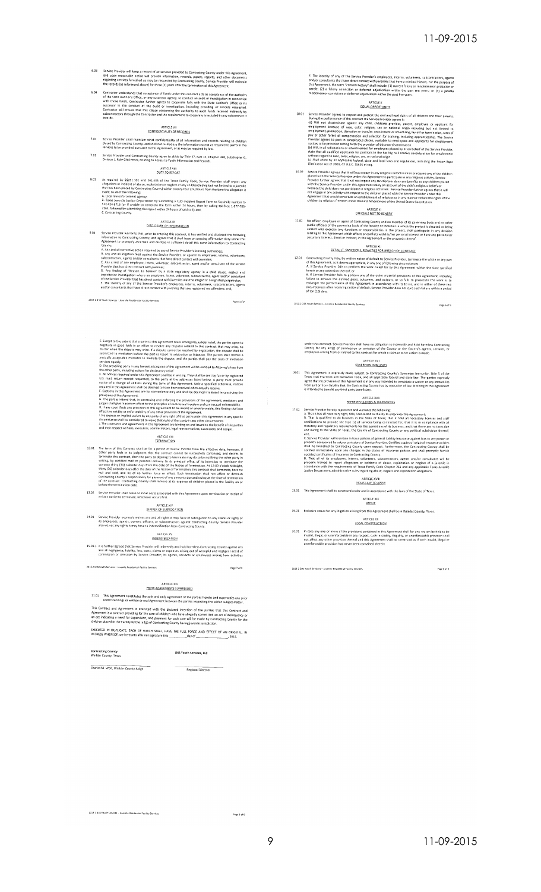6.03 Service Provider will keep a record of all services provided to Contracting County under this Agreement, and upon reasonable notice will provide information, records, papers, reports, and other documents regarding services furnished as may be requested by Contracting County. Service Provider will maintain the records (as referenced above) for three (3) years after the termination of this Agreement.

6.04 Contractor understands that acceptance of funds under this contract acts as acceptance of the authority of the State Auditor's Office, or any successor agency, to conduct an audit or investigation in connection with those funds. Contractor further agrees to cooperate fully with the State Auditor's Office or its successor in the conduct of the audit or investigation, including providing all records requested. Contractor will ensure that this clause concerning the authority to audit funds received indirectly by subcontractors through the Contractor and the requirement to cooperate is included in any subcontract it awards.

## ARTICLE VII
## CONFIDENTIALITY OF RECORDS

7.01 Service Provider shall maintain strict confidentiality of all information and records relating to children placed by Contracting County, and shall not re-disclose the information except as required to perform the services to be provided pursuant to this Agreement, or as may be required by law.

7.02 Service Provider and Contracting County agree to abide by Title 37, Part 11, Chapter 380, Subchapter C, Division 1, Rule §380.9909, relating to Access to Youth Information and Records.

## ARTICLE VIII
## DUTY TO REPORT

8.01 As required by §§261.101 and 261.405 of the Texas Family Code, Service Provider shall report any allegations or incident of abuse, exploitation or neglect of any child (including but not limited to a juvenile that has been placed by Contracting County) within twenty-four (24) hours from the time the allegation is made, to all of the following:
A. Local law enforcement agency;
B. Texas Juvenile Justice Department by submitting a TJJD Incident Report Form to facsimile number 1-512-424-6716 (or if unable to complete the form within 24 hours, then by calling toll free 1-877-786-7263, followed by submitting the report within 24 hours of said call); and,
C. Contracting County.

## ARTICLE IX
## DISCLOSURE OF INFORMATION

9.01 Service Provider warrants that, prior to entering this contract, it has verified and disclosed the following information to Contracting County, and agrees that it shall have an ongoing, affirmative duty under this Agreement to promptly ascertain and disclose in sufficient detail this same information to Contracting County:
A. Any and all corrective action required by any of Service Provider's licensing authorities;
B. Any and all litigation filed against the Service Provider, or against its employees, interns, volunteers, subcontractors, agents and/or consultants that have direct contact with juveniles;
C. Any arrest of any employee, intern, volunteer, subcontractor, agent and/or consultant of the Service Provider that has direct contact with juveniles;
D. Any finding of "Reason to Believe" by a state regulatory agency in a child abuse, neglect, and exploitation investigation where an employee, intern, volunteer, subcontractor, agent and/or consultant of the Service Provider that has direct contact with juveniles was the alleged or designated perpetrator;
E. The identity of any of the Service Provider's employees, interns, volunteers, subcontractors, agents and/or consultants that have direct contact with juveniles that are registered sex offenders; and,

F. The identity of any of the Service Provider's employees, interns, volunteers, subcontractors, agents and/or consultants that have direct contact with juveniles that have a criminal history. For the purpose of this Agreement, the term "criminal history" shall include: (1) current felony or misdemeanor probation or parole; (2) a felony conviction or deferred adjudication within the past ten years; or (3) a jailable misdemeanor conviction or deferred adjudication within the past five years.

## ARTICLE X
## EQUAL OPPORTUNITY

10.01 Service Provider agrees to respect and protect the civil and legal rights of all children and their parents. During the performance of the contract the Service Provider agrees it:
(a) Will not discriminate against any child, childcare provider, parent, employee or applicant for employment because of race, color, religion, sex or national origin including but not limited to employment, promotion, demotion or transfer, recruitment or advertising, lay-off or termination, rates of pay or other forms of compensation and selection for training, including apprenticeship. The Service Provider agrees to post in conspicuous places, available to employees and applicants for employment, notices to be provided setting forth the provision of this non-discrimination.
(b) Will, in all solicitations or advertisement for employees placed by or on behalf of the Service Provider, state that all qualified applicants for positions in the Facility, will receive consideration for employment without regard to race, color, religion, sex, or national origin.
(c) Shall abide by all applicable federal, state and local laws and regulations, including the Prison Rape Elimination Act of 2003, 42 U.S.C. 15601 et seq.

10.02 Service Provider agrees that it will not engage in any religious indoctrination or require any of the children placed with the Service Provider under this Agreement to participate in any religious activity. Service Provider further agrees that it will not impose any sanctions or deny any benefits to any children placed with the Service Provider under this Agreement solely on account of the child's religious beliefs or because the child does not participate in religious activities. Service Provider further agrees that it will not engage in any activity with respect to the children placed with the Service Provider under this Agreement that would constitute an establishment of religion or in any manner violate the rights of the children to religious freedom under the First Amendment of the United States Constitution.

## ARTICLE XI
## OFFICIALS NOT TO BENEFIT

11.01 No officer, employee or agent of Contracting County and no member of its governing body and no other public officials of the governing body of the locality or localities in which the project is situated or being carried who exercise any functions or responsibilities in the project, shall participate in any decision relating to this Agreement which affects or conflicts with his/her personal interest or have any personal or pecuniary interest, direct or indirect, in this Agreement or the proceeds thereof.

## ARTICLE XII
## DEFAULT, SANCTIONS, PENALTIES FOR BREACH OF CONTRACT

12.01 Contracting County may, by written notice of default to Service Provider, terminate the whole or any part of this Agreement, as it deems appropriate, in any one of following circumstances:
A. If Service Provider fails to perform the work called for by this Agreement within the time specified herein or any extension thereof; or
B. If Service Provider fails to perform any of the other material provisions of this Agreement, including failure to achieve the defined goals, outcomes, and outputs, or fails to prosecute the work as to endanger the performance of this Agreement in accordance with its terms, and in either of these two circumstances after receiving notice of default, Service Provider does not cure such failure within a period of ten (10) days.

C. Except to the extent that a party to this Agreement seeks emergency judicial relief, the parties agree to negotiate in good faith in an effort to resolve any disputes related to the contract that may arise, no matter when the dispute may arise. If a dispute cannot be resolved by negotiation, the dispute shall be submitted to mediation before the parties resort to arbitration or litigation. The parties shall choose a mutually acceptable mediator to mediate the dispute, and the parties shall pay the costs of mediation services equally.
D. The prevailing party in any lawsuit arising out of this Agreement will be entitled to Attorney's Fees from the other party, including actions for declaratory relief.
E. All notices required under this Agreement shall be in writing. They shall be sent by fax or by registered U.S. mail, return receipt requested, to the party at the address listed below. A party must provide notice of a change of address during the term of this Agreement. Unless specified otherwise, notices required in this Agreement shall be deemed to have been received when actually received.
F. Captions in this Agreement are for convenience only and shall be deemed irrelevant in construing the provisions of this Agreement.
G. The parties intend that, in construing and enforcing the provisions of the Agreement, mediators and judges shall give maximum effect to the principles of contractual freedom and contractual enforceability.
H. If any court finds any provision of this Agreement to be invalid or unenforceable, this finding shall not affect the validity or enforceability of any other provision of the Agreement.
I. No express or implied waiver by any party of any right of that party under this Agreement in any specific circumstance shall be considered to waive that right of that party in any other circumstance.
J. The covenants and agreements in this Agreement are binding on and issued to the benefit of the parties and their respective heirs, executors, administrators, legal representatives, successors, and assigns.

## ARTICLE XIII
## TERMINATION

13.01 The term of this Contract shall be for a period of twelve months from the effective date, however, if either party feels in its judgment that the contract cannot be successfully continued, and desires to terminate this contract, then the party so desiring to terminate may do so by notifying the other party in writing, by certified mail or personal delivery to its principal office, of its intention to terminate the contract thirty (30) calendar days from the date of the Notice of Termination. At 12:00 o'clock Midnight, thirty (30) calendar days after the date of the Notice of Termination, this contract shall terminate, become null and void, and be of no further force or effect. Such termination shall not affect or diminish Contracting County's responsibility for payment of any amounts due and owing at the time of termination of the contract. Contracting County shall remove all its children placed in the facility on or before the termination date.

13.02 Service Provider shall cease to incur costs associated with this Agreement upon termination or receipt of written notice to terminate, whichever occurs first.

## ARTICLE XIV
## WAIVER OF SUBROGATION

14.01 Service Provider expressly waives any and all rights it may have of subrogation to any claims or rights of its employees, agents, owners, officers, or subcontractors against Contracting County. Service Provider also waives any rights it may have to indemnification from Contracting County.

## ARTICLE XV
## INDEMNIFICATION

15.01 It is further agreed that Service Provider will indemnify and hold harmless Contracting County against any and all negligence, liability, loss, costs, claims or expenses arising out of wrongful and negligent act(s) of commission or omission by Service Provider, its agents, servants or employees arising from activities

under this contract. Service Provider shall have no obligation to indemnify and hold harmless Contracting County for any act(s) of commission or omission of the County or the County's agents, servants, or employees arising from or related to this contract for which a claim or other action is made.

## ARTICLE XVI
## SOVEREIGN IMMUNITY

16.01 This Agreement is expressly made subject to Contracting County's Sovereign Immunity, Title 5 of the Texas Civil Practices and Remedies Code, and all applicable federal and state law. The parties expressly agree that no provision of this Agreement is in any way intended to constitute a waiver or any immunities from suit or from liability that the Contracting County has by operation of law. Nothing in this Agreement is intended to benefit any third party beneficiary.

## ARTICLE XVII
## REPRESENTATIONS & WARRANTIES

17.01 Service Provider hereby represents and warrants the following:
A. That it has all necessary right, title, license and authority to enter into this Agreement;
B. That it is qualified to do business in the State of Texas; that it hold all necessary licenses and staff certifications to provide the type (s) of services being contracted for; that it is in compliance with all statutory and regulatory requirements for the operations of its business; and that there are no taxes due and owing to the State of Texas, the County of Contracting County or any political subdivision thereof; and,
C. Service Provider will maintain in force policies of general liability insurance against loss to any person or property occasioned by acts or omissions of Service Provider. Certified copies of original insurance policies shall be furnished to Contracting County upon request. Furthermore, the Contracting County shall be notified immediately upon any changes in the status of insurance policies and shall promptly furnish updated certificates of insurance to Contracting County.
D. That all of its employees, interns, volunteers, subcontractors, agents and/or consultants will be properly trained to report allegations or incidents of abuse, exploitation or neglect of a juvenile in accordance with the requirements of Texas Family Code Chapter 261 and any applicable Texas Juvenile Justice Department administrative rules regarding abuse, neglect and exploitation allegations.

## ARTICLE XVIII
## TEXAS LAW TO APPLY

18.01 This Agreement shall be construed under and in accordance with the laws of the State of Texas.

## ARTICLE XIX
## VENUE

19.01 Exclusive venue for any litigation arising from this Agreement shall be in Winkler County, Texas.

## ARTICLE XX
## LEGAL CONSTRUCTION

20.01 In case any one or more of the provisions contained in this Agreement shall for any reason be held to be invalid, illegal, or unenforceable in any respect, such invalidity, illegality, or unenforceable provision shall not affect any other provision thereof and this Agreement shall be construed as if such invalid, illegal or unenforceable provision had never been contained therein.

## ARTICLE XXI
## PRIOR AGREEMENTS SUPERSEDED

21.01 This Agreement constitutes the sole and only Agreement of the parties hereto and supersedes any prior understandings or written or oral Agreement between the parties respecting the within subject matter.

This Contract and Agreement is executed with the declared intention of the parties that this Contract and Agreement is a contract providing for the care of children who have allegedly committed an act of delinquency or an act indicating a need for supervision, and payment for such care will be made by Contracting County for the children placed in the Facility by the Judge of Contracting County having juvenile jurisdiction.

EXECUTED IN DUPLICATE, EACH OF WHICH SHALL HAVE THE FULL FORCE AND EFFECT OF AN ORIGINAL, IN WITNESS WHEREOF, we hereunto affix our signature this ________ day of ______________, 2015.

**Contracting County**
Winkler County, Texas

______________________
Charles M. Wolf, Winkler County Judge

**G4S Youth Services, LLC**

______________________
Regional Director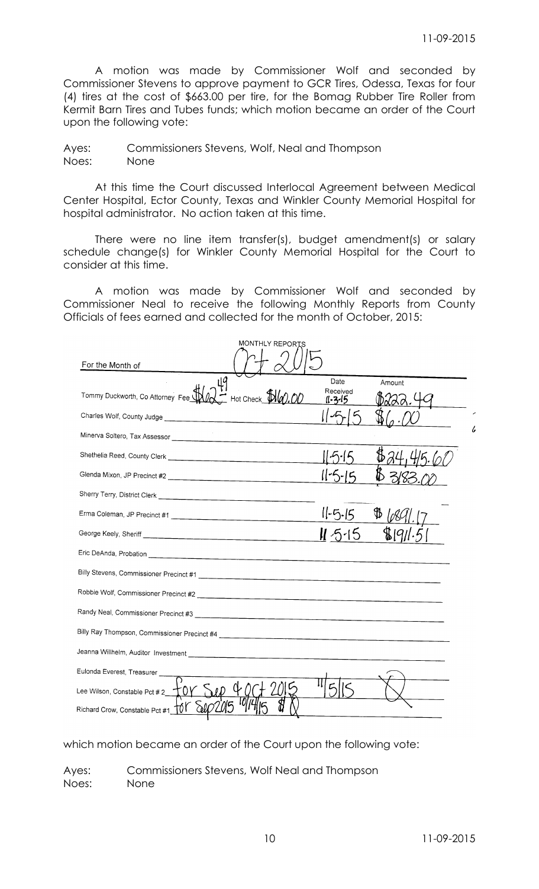A motion was made by Commissioner Wolf and seconded by Commissioner Stevens to approve payment to GCR Tires, Odessa, Texas for four (4) tires at the cost of $663.00 per tire, for the Bomag Rubber Tire Roller from Kermit Barn Tires and Tubes funds; which motion became an order of the Court upon the following vote:

Ayes: Commissioners Stevens, Wolf, Neal and Thompson
Noes: None

At this time the Court discussed Interlocal Agreement between Medical Center Hospital, Ector County, Texas and Winkler County Memorial Hospital for hospital administrator. No action taken at this time.

There were no line item transfer(s), budget amendment(s) or salary schedule change(s) for Winkler County Memorial Hospital for the Court to consider at this time.

A motion was made by Commissioner Wolf and seconded by Commissioner Neal to receive the following Monthly Reports from County Officials of fees earned and collected for the month of October, 2015:

MONTHLY REPORTS

For the Month of Oct 2015

| | Date Received | Amount |
|---|---|---|
| Tommy Duckworth, Co Attorney Fee $62.49 Hot Check $160.00 | 11-3-15 | $222.49 |
| Charles Wolf, County Judge | 11-5-15 | $6.00 |
| Minerva Soltero, Tax Assessor | | |
| Shethelia Reed, County Clerk | 11-5-15 | $24,415.60 |
| Glenda Mixon, JP Precinct #2 | 11-5-15 | $3183.00 |
| Sherry Terry, District Clerk | | |
| Erma Coleman, JP Precinct #1 | 11-5-15 | $6891.17 |
| George Keely, Sheriff | 11-5-15 | $1911.51 |
| Eric DeAnda, Probation | | |
| Billy Stevens, Commissioner Precinct #1 | | |
| Robbie Wolf, Commissioner Precinct #2 | | |
| Randy Neal, Commissioner Precinct #3 | | |
| Billy Ray Thompson, Commissioner Precinct #4 | | |
| Jeanna Willhelm, Auditor Investment | | |
| Eulonda Everest, Treasurer | | |
| Lee Wilson, Constable Pct # 2 for Sep & Oct 2015 | 11/5/15 | X |
| Richard Crow, Constable Pct #1 for Sep 2015 10/14/15 $ 0 | | |

which motion became an order of the Court upon the following vote:

Ayes: Commissioners Stevens, Wolf Neal and Thompson
Noes: None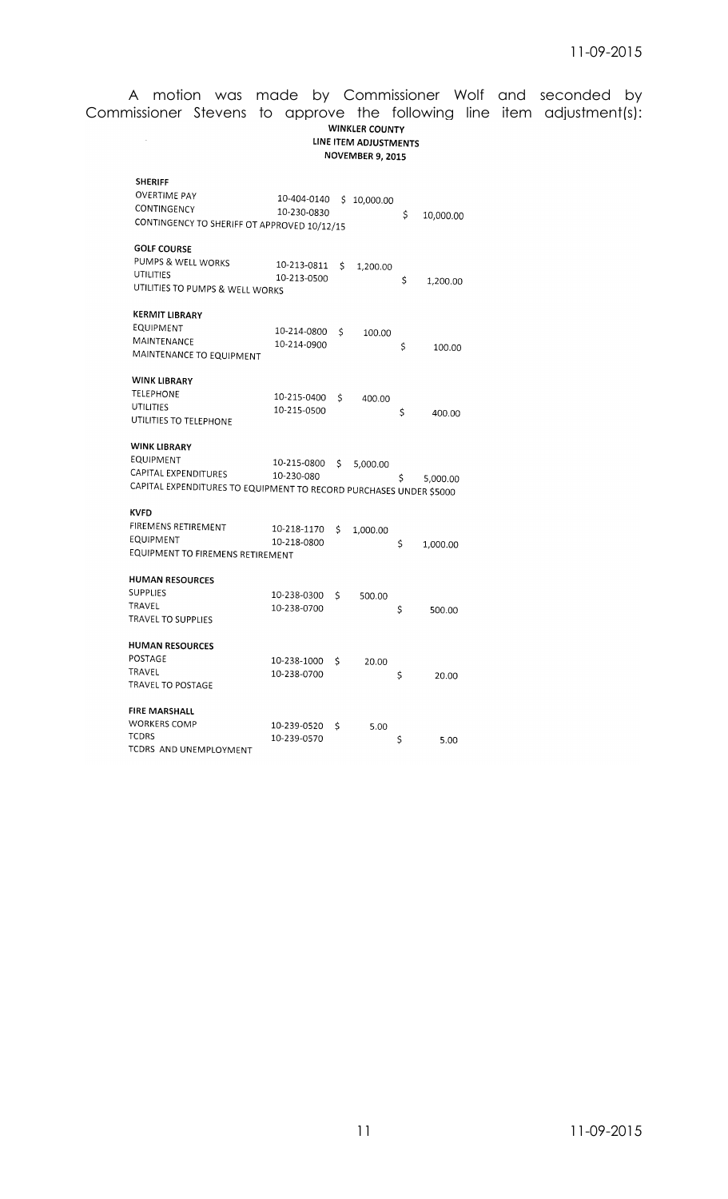A motion was made by Commissioner Wolf and seconded by Commissioner Stevens to approve the following line item adjustment(s):

**WINKLER COUNTY**
**LINE ITEM ADJUSTMENTS**
**NOVEMBER 9, 2015**

| | | | |
|---|---|---|---|
| **SHERIFF** | | | |
| OVERTIME PAY | 10-404-0140 | $ 10,000.00 | |
| CONTINGENCY | 10-230-0830 | | $ 10,000.00 |
| CONTINGENCY TO SHERIFF OT APPROVED 10/12/15 | | | |
| **GOLF COURSE** | | | |
| PUMPS & WELL WORKS | 10-213-0811 | $ 1,200.00 | |
| UTILITIES | 10-213-0500 | | $ 1,200.00 |
| UTILITIES TO PUMPS & WELL WORKS | | | |
| **KERMIT LIBRARY** | | | |
| EQUIPMENT | 10-214-0800 | $ 100.00 | |
| MAINTENANCE | 10-214-0900 | | $ 100.00 |
| MAINTENANCE TO EQUIPMENT | | | |
| **WINK LIBRARY** | | | |
| TELEPHONE | 10-215-0400 | $ 400.00 | |
| UTILITIES | 10-215-0500 | | $ 400.00 |
| UTILITIES TO TELEPHONE | | | |
| **WINK LIBRARY** | | | |
| EQUIPMENT | 10-215-0800 | $ 5,000.00 | |
| CAPITAL EXPENDITURES | 10-230-080 | | $ 5,000.00 |
| CAPITAL EXPENDITURES TO EQUIPMENT TO RECORD PURCHASES UNDER $5000 | | | |
| **KVFD** | | | |
| FIREMENS RETIREMENT | 10-218-1170 | $ 1,000.00 | |
| EQUIPMENT | 10-218-0800 | | $ 1,000.00 |
| EQUIPMENT TO FIREMENS RETIREMENT | | | |
| **HUMAN RESOURCES** | | | |
| SUPPLIES | 10-238-0300 | $ 500.00 | |
| TRAVEL | 10-238-0700 | | $ 500.00 |
| TRAVEL TO SUPPLIES | | | |
| **HUMAN RESOURCES** | | | |
| POSTAGE | 10-238-1000 | $ 20.00 | |
| TRAVEL | 10-238-0700 | | $ 20.00 |
| TRAVEL TO POSTAGE | | | |
| **FIRE MARSHALL** | | | |
| WORKERS COMP | 10-239-0520 | $ 5.00 | |
| TCDRS | 10-239-0570 | | $ 5.00 |
| TCDRS AND UNEMPLOYMENT | | | |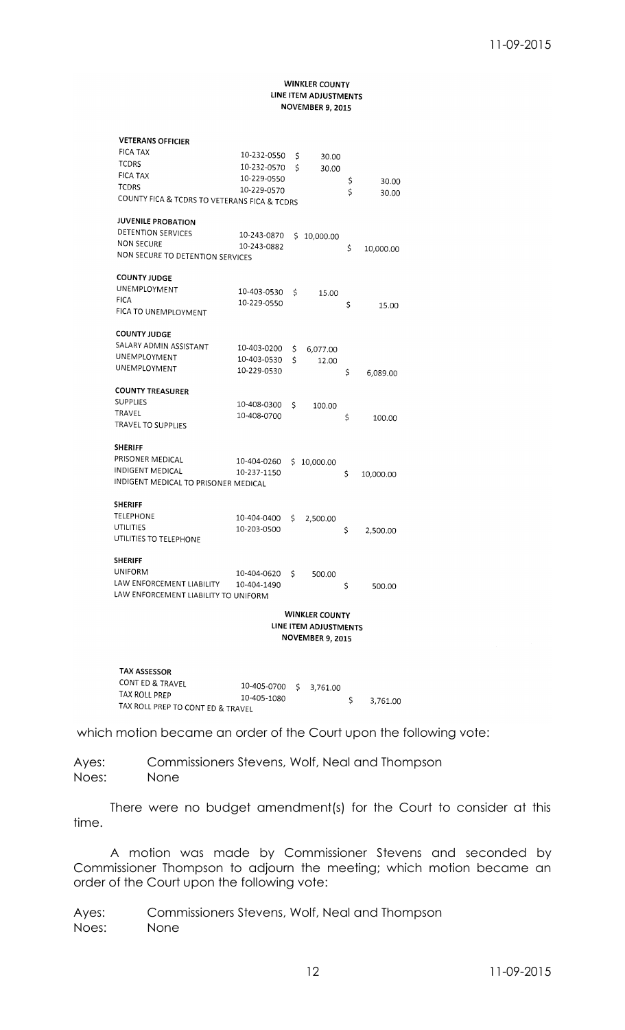**WINKLER COUNTY**
**LINE ITEM ADJUSTMENTS**
**NOVEMBER 9, 2015**

| | Account | | |
|---|---|---|---|
| **VETERANS OFFICIER** | | | |
| FICA TAX | 10-232-0550 | $ 30.00 | |
| TCDRS | 10-232-0570 | $ 30.00 | |
| FICA TAX | 10-229-0550 | | $ 30.00 |
| TCDRS | 10-229-0570 | | $ 30.00 |
| COUNTY FICA & TCDRS TO VETERANS FICA & TCDRS | | | |
| **JUVENILE PROBATION** | | | |
| DETENTION SERVICES | 10-243-0870 | $ 10,000.00 | |
| NON SECURE | 10-243-0882 | | $ 10,000.00 |
| NON SECURE TO DETENTION SERVICES | | | |
| **COUNTY JUDGE** | | | |
| UNEMPLOYMENT | 10-403-0530 | $ 15.00 | |
| FICA | 10-229-0550 | | $ 15.00 |
| FICA TO UNEMPLOYMENT | | | |
| **COUNTY JUDGE** | | | |
| SALARY ADMIN ASSISTANT | 10-403-0200 | $ 6,077.00 | |
| UNEMPLOYMENT | 10-403-0530 | $ 12.00 | |
| UNEMPLOYMENT | 10-229-0530 | | $ 6,089.00 |
| **COUNTY TREASURER** | | | |
| SUPPLIES | 10-408-0300 | $ 100.00 | |
| TRAVEL | 10-408-0700 | | $ 100.00 |
| TRAVEL TO SUPPLIES | | | |
| **SHERIFF** | | | |
| PRISONER MEDICAL | 10-404-0260 | $ 10,000.00 | |
| INDIGENT MEDICAL | 10-237-1150 | | $ 10,000.00 |
| INDIGENT MEDICAL TO PRISONER MEDICAL | | | |
| **SHERIFF** | | | |
| TELEPHONE | 10-404-0400 | $ 2,500.00 | |
| UTILITIES | 10-203-0500 | | $ 2,500.00 |
| UTILITIES TO TELEPHONE | | | |
| **SHERIFF** | | | |
| UNIFORM | 10-404-0620 | $ 500.00 | |
| LAW ENFORCEMENT LIABILITY | 10-404-1490 | | $ 500.00 |
| LAW ENFORCEMENT LIABILITY TO UNIFORM | | | |

**WINKLER COUNTY**
**LINE ITEM ADJUSTMENTS**
**NOVEMBER 9, 2015**

| | Account | | |
|---|---|---|---|
| **TAX ASSESSOR** | | | |
| CONT ED & TRAVEL | 10-405-0700 | $ 3,761.00 | |
| TAX ROLL PREP | 10-405-1080 | | $ 3,761.00 |
| TAX ROLL PREP TO CONT ED & TRAVEL | | | |

which motion became an order of the Court upon the following vote:

Ayes: Commissioners Stevens, Wolf, Neal and Thompson
Noes: None

There were no budget amendment(s) for the Court to consider at this time.

A motion was made by Commissioner Stevens and seconded by Commissioner Thompson to adjourn the meeting; which motion became an order of the Court upon the following vote:

Ayes: Commissioners Stevens, Wolf, Neal and Thompson
Noes: None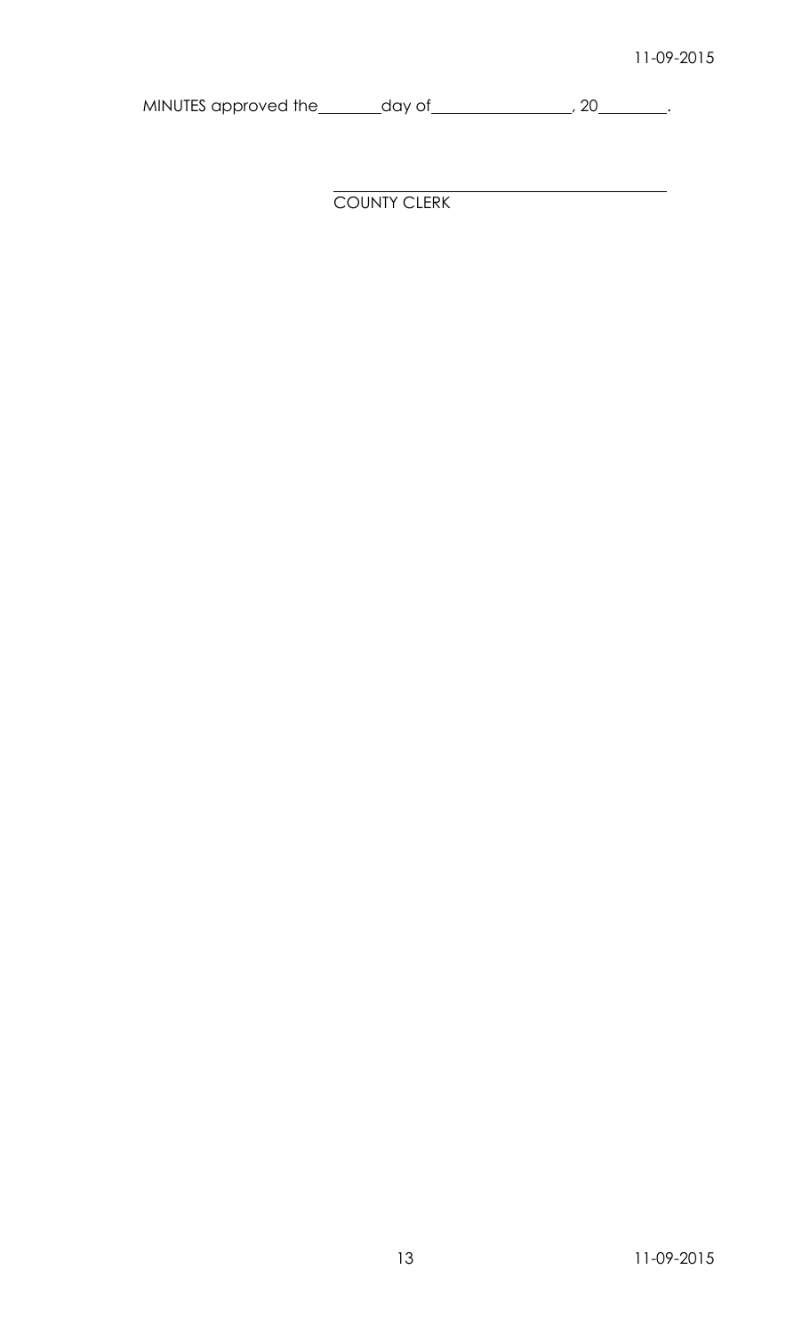MINUTES approved the_______day of________________, 20________.

_________________________________________

COUNTY CLERK